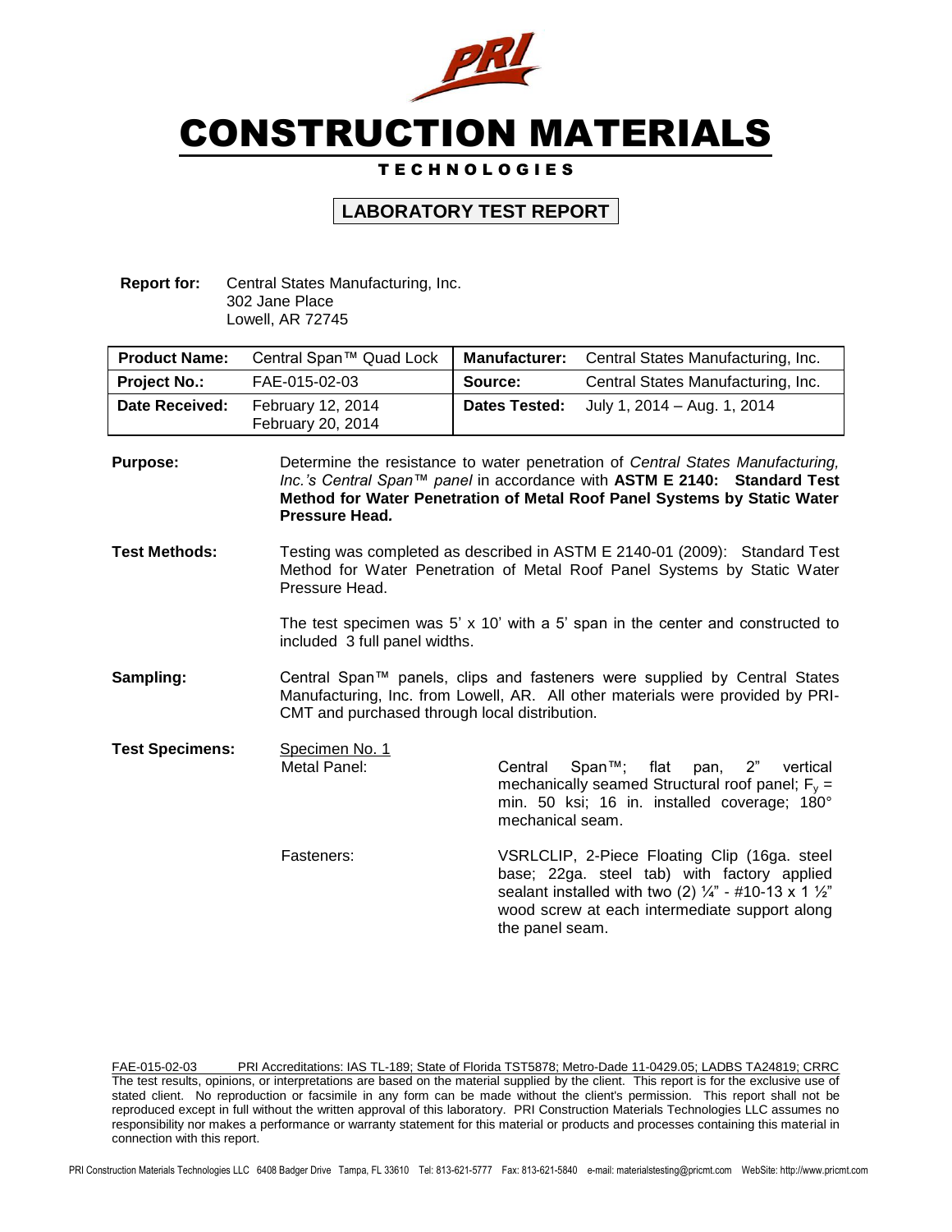# CONSTRUCTION MATERIALS

TECHNOLOGIES

## LABORATORY TEST REPORT

**Report for:** Central States Manufacturing, Inc.
302 Jane Place
Lowell, AR 72745

| **Product Name:** | Central Span™ Quad Lock | **Manufacturer:** | Central States Manufacturing, Inc. |
|---|---|---|---|
| **Project No.:** | FAE-015-02-03 | **Source:** | Central States Manufacturing, Inc. |
| **Date Received:** | February 12, 2014<br>February 20, 2014 | **Dates Tested:** | July 1, 2014 – Aug. 1, 2014 |

**Purpose:** Determine the resistance to water penetration of *Central States Manufacturing, Inc.'s Central Span™ panel* in accordance with **ASTM E 2140: Standard Test Method for Water Penetration of Metal Roof Panel Systems by Static Water Pressure Head.**

**Test Methods:** Testing was completed as described in ASTM E 2140-01 (2009): Standard Test Method for Water Penetration of Metal Roof Panel Systems by Static Water Pressure Head.

The test specimen was 5' x 10' with a 5' span in the center and constructed to included 3 full panel widths.

**Sampling:** Central Span™ panels, clips and fasteners were supplied by Central States Manufacturing, Inc. from Lowell, AR. All other materials were provided by PRI-CMT and purchased through local distribution.

**Test Specimens:** Specimen No. 1

Metal Panel: Central Span™; flat pan, 2" vertical mechanically seamed Structural roof panel; $F_y$ = min. 50 ksi; 16 in. installed coverage; 180° mechanical seam.

Fasteners: VSRLCLIP, 2-Piece Floating Clip (16ga. steel base; 22ga. steel tab) with factory applied sealant installed with two (2) ¼" - #10-13 x 1 ½" wood screw at each intermediate support along the panel seam.

FAE-015-02-03 PRI Accreditations: IAS TL-189; State of Florida TST5878; Metro-Dade 11-0429.05; LADBS TA24819; CRRC

The test results, opinions, or interpretations are based on the material supplied by the client. This report is for the exclusive use of stated client. No reproduction or facsimile in any form can be made without the client's permission. This report shall not be reproduced except in full without the written approval of this laboratory. PRI Construction Materials Technologies LLC assumes no responsibility nor makes a performance or warranty statement for this material or products and processes containing this material in connection with this report.

PRI Construction Materials Technologies LLC 6408 Badger Drive Tampa, FL 33610 Tel: 813-621-5777 Fax: 813-621-5840 e-mail: materialstesting@pricmt.com WebSite: http://www.pricmt.com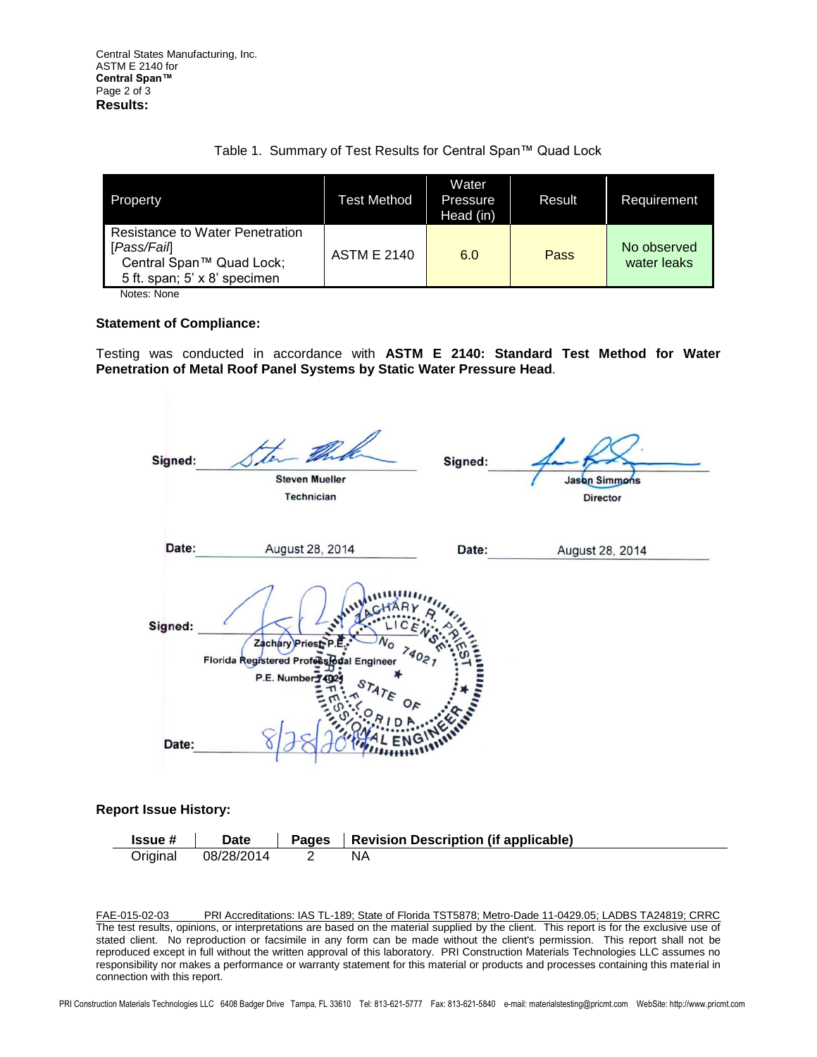Central States Manufacturing, Inc.
ASTM E 2140 for
**Central Span™**

**Results:**

Table 1. Summary of Test Results for Central Span™ Quad Lock

| Property | Test Method | Water Pressure Head (in) | Result | Requirement |
|---|---|---|---|---|
| Resistance to Water Penetration [*Pass/Fail*] Central Span™ Quad Lock; 5 ft. span; 5' x 8' specimen | ASTM E 2140 | 6.0 | Pass | No observed water leaks |

Notes: None

**Statement of Compliance:**

Testing was conducted in accordance with **ASTM E 2140: Standard Test Method for Water Penetration of Metal Roof Panel Systems by Static Water Pressure Head**.

Signed: Steven Mueller, Technician
Date: August 28, 2014

Signed: Jason Simmons, Director
Date: August 28, 2014

Signed: Zachary Priest, P.E.
Florida Registered Professional Engineer
P.E. Number 74021
Date: 8/28/2014

**Report Issue History:**

| Issue # | Date | Pages | Revision Description (if applicable) |
|---|---|---|---|
| Original | 08/28/2014 | 2 | NA |

FAE-015-02-03 PRI Accreditations: IAS TL-189; State of Florida TST5878; Metro-Dade 11-0429.05; LADBS TA24819; CRRC

The test results, opinions, or interpretations are based on the material supplied by the client. This report is for the exclusive use of stated client. No reproduction or facsimile in any form can be made without the client's permission. This report shall not be reproduced except in full without the written approval of this laboratory. PRI Construction Materials Technologies LLC assumes no responsibility nor makes a performance or warranty statement for this material or products and processes containing this material in connection with this report.

PRI Construction Materials Technologies LLC 6408 Badger Drive Tampa, FL 33610 Tel: 813-621-5777 Fax: 813-621-5840 e-mail: materialstesting@pricmt.com WebSite: http://www.pricmt.com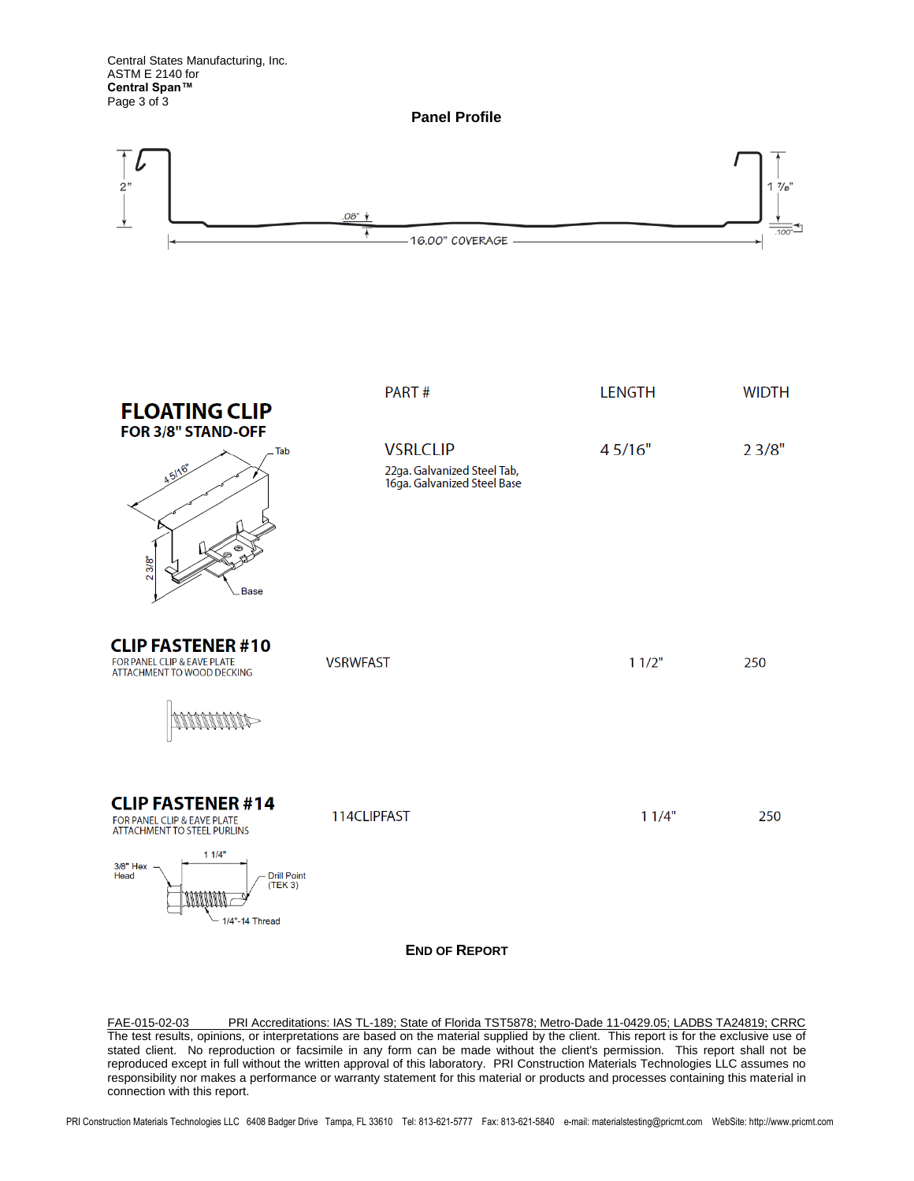## Panel Profile

2"

1 7/8"

.08"

.100"

16.00" COVERAGE

| | PART # | LENGTH | WIDTH |
|---|---|---|---|
| **FLOATING CLIP** FOR 3/8" STAND-OFF | VSRLCLIP<br>22ga. Galvanized Steel Tab,<br>16ga. Galvanized Steel Base | 4 5/16" | 2 3/8" |
| **CLIP FASTENER #10** FOR PANEL CLIP & EAVE PLATE ATTACHMENT TO WOOD DECKING | VSRWFAST | 1 1/2" | 250 |
| **CLIP FASTENER #14** FOR PANEL CLIP & EAVE PLATE ATTACHMENT TO STEEL PURLINS | 114CLIPFAST | 1 1/4" | 250 |

4 5/16"

Tab

2 3/8"

Base

1 1/4"

3/8" Hex Head

Drill Point (TEK 3)

1/4"-14 Thread

**END OF REPORT**

FAE-015-02-03 PRI Accreditations: IAS TL-189; State of Florida TST5878; Metro-Dade 11-0429.05; LADBS TA24819; CRRC

The test results, opinions, or interpretations are based on the material supplied by the client. This report is for the exclusive use of stated client. No reproduction or facsimile in any form can be made without the client's permission. This report shall not be reproduced except in full without the written approval of this laboratory. PRI Construction Materials Technologies LLC assumes no responsibility nor makes a performance or warranty statement for this material or products and processes containing this material in connection with this report.